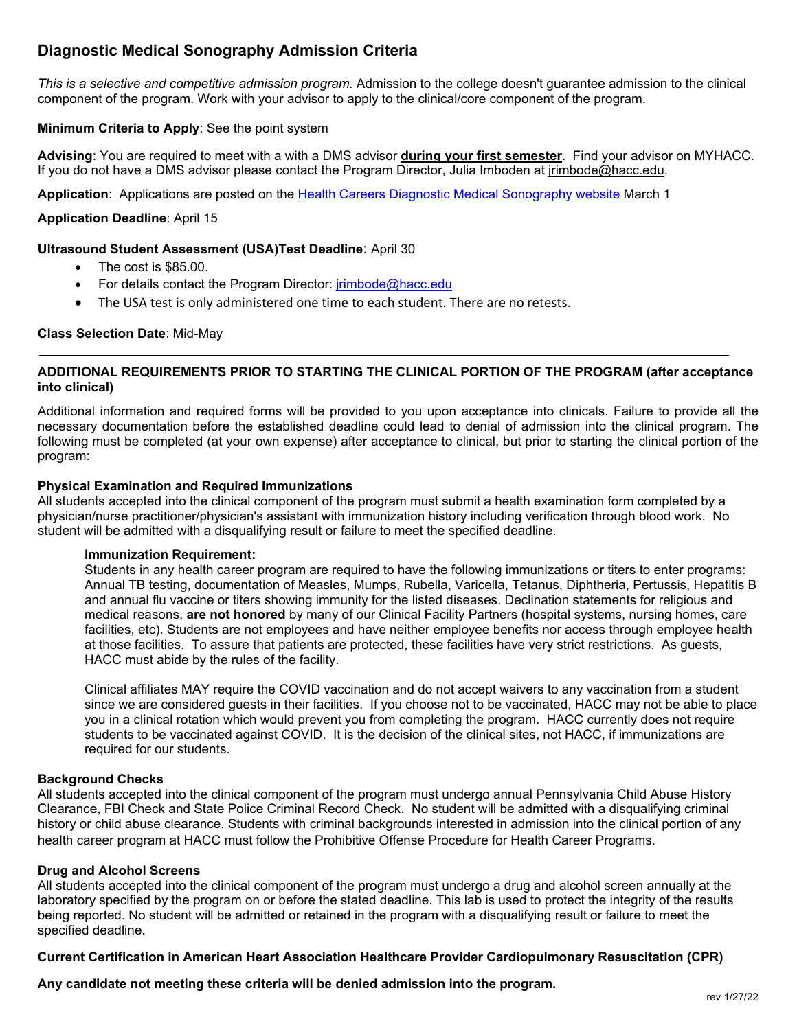# Diagnostic Medical Sonography Admission Criteria

*This is a selective and competitive admission program.* Admission to the college doesn't guarantee admission to the clinical component of the program. Work with your advisor to apply to the clinical/core component of the program.

**Minimum Criteria to Apply**: See the point system

**Advising**: You are required to meet with a with a DMS advisor **during your first semester**. Find your advisor on MYHACC. If you do not have a DMS advisor please contact the Program Director, Julia Imboden at jrimbode@hacc.edu.

**Application**: Applications are posted on the [Health Careers Diagnostic Medical Sonography website](Health Careers Diagnostic Medical Sonography website) March 1

**Application Deadline**: April 15

**Ultrasound Student Assessment (USA)Test Deadline**: April 30

- The cost is $85.00.
- For details contact the Program Director: jrimbode@hacc.edu
- The USA test is only administered one time to each student. There are no retests.

**Class Selection Date**: Mid-May

---

**ADDITIONAL REQUIREMENTS PRIOR TO STARTING THE CLINICAL PORTION OF THE PROGRAM (after acceptance into clinical)**

Additional information and required forms will be provided to you upon acceptance into clinicals. Failure to provide all the necessary documentation before the established deadline could lead to denial of admission into the clinical program. The following must be completed (at your own expense) after acceptance to clinical, but prior to starting the clinical portion of the program:

**Physical Examination and Required Immunizations**
All students accepted into the clinical component of the program must submit a health examination form completed by a physician/nurse practitioner/physician's assistant with immunization history including verification through blood work. No student will be admitted with a disqualifying result or failure to meet the specified deadline.

> **Immunization Requirement:**
> Students in any health career program are required to have the following immunizations or titers to enter programs: Annual TB testing, documentation of Measles, Mumps, Rubella, Varicella, Tetanus, Diphtheria, Pertussis, Hepatitis B and annual flu vaccine or titers showing immunity for the listed diseases. Declination statements for religious and medical reasons, **are not honored** by many of our Clinical Facility Partners (hospital systems, nursing homes, care facilities, etc). Students are not employees and have neither employee benefits nor access through employee health at those facilities. To assure that patients are protected, these facilities have very strict restrictions. As guests, HACC must abide by the rules of the facility.
>
> Clinical affiliates MAY require the COVID vaccination and do not accept waivers to any vaccination from a student since we are considered guests in their facilities. If you choose not to be vaccinated, HACC may not be able to place you in a clinical rotation which would prevent you from completing the program. HACC currently does not require students to be vaccinated against COVID. It is the decision of the clinical sites, not HACC, if immunizations are required for our students.

**Background Checks**
All students accepted into the clinical component of the program must undergo annual Pennsylvania Child Abuse History Clearance, FBI Check and State Police Criminal Record Check. No student will be admitted with a disqualifying criminal history or child abuse clearance. Students with criminal backgrounds interested in admission into the clinical portion of any health career program at HACC must follow the Prohibitive Offense Procedure for Health Career Programs.

**Drug and Alcohol Screens**
All students accepted into the clinical component of the program must undergo a drug and alcohol screen annually at the laboratory specified by the program on or before the stated deadline. This lab is used to protect the integrity of the results being reported. No student will be admitted or retained in the program with a disqualifying result or failure to meet the specified deadline.

**Current Certification in American Heart Association Healthcare Provider Cardiopulmonary Resuscitation (CPR)**

**Any candidate not meeting these criteria will be denied admission into the program.**

rev 1/27/22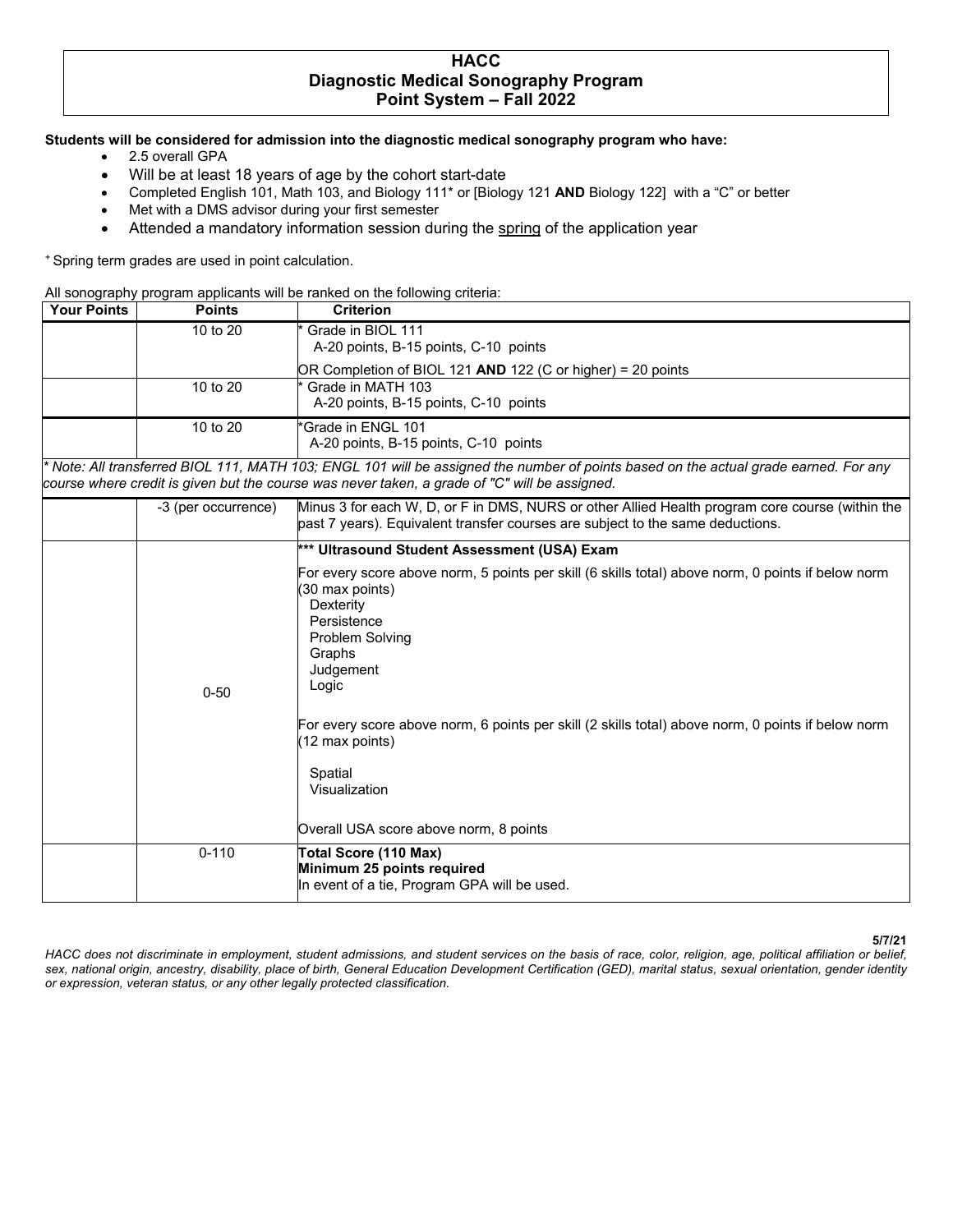# HACC
## Diagnostic Medical Sonography Program
## Point System – Fall 2022

**Students will be considered for admission into the diagnostic medical sonography program who have:**

- 2.5 overall GPA
- Will be at least 18 years of age by the cohort start-date
- Completed English 101, Math 103, and Biology 111* or [Biology 121 **AND** Biology 122] with a "C" or better
- Met with a DMS advisor during your first semester
- Attended a mandatory information session during the spring of the application year

[+] Spring term grades are used in point calculation.

All sonography program applicants will be ranked on the following criteria:

| Your Points | Points | Criterion |
|---|---|---|
| | 10 to 20 | * Grade in BIOL 111<br>A-20 points, B-15 points, C-10 points<br>OR Completion of BIOL 121 **AND** 122 (C or higher) = 20 points |
| | 10 to 20 | * Grade in MATH 103<br>A-20 points, B-15 points, C-10 points |
| | 10 to 20 | *Grade in ENGL 101<br>A-20 points, B-15 points, C-10 points |
| *\* Note: All transferred BIOL 111, MATH 103; ENGL 101 will be assigned the number of points based on the actual grade earned. For any course where credit is given but the course was never taken, a grade of "C" will be assigned.* | | |
| | -3 (per occurrence) | Minus 3 for each W, D, or F in DMS, NURS or other Allied Health program core course (within the past 7 years). Equivalent transfer courses are subject to the same deductions. |
| | 0-50 | **\*\*\* Ultrasound Student Assessment (USA) Exam**<br>For every score above norm, 5 points per skill (6 skills total) above norm, 0 points if below norm (30 max points)<br>Dexterity<br>Persistence<br>Problem Solving<br>Graphs<br>Judgement<br>Logic<br><br>For every score above norm, 6 points per skill (2 skills total) above norm, 0 points if below norm (12 max points)<br>Spatial<br>Visualization<br><br>Overall USA score above norm, 8 points |
| | 0-110 | **Total Score (110 Max)**<br>**Minimum 25 points required**<br>In event of a tie, Program GPA will be used. |

**5/7/21**

*HACC does not discriminate in employment, student admissions, and student services on the basis of race, color, religion, age, political affiliation or belief, sex, national origin, ancestry, disability, place of birth, General Education Development Certification (GED), marital status, sexual orientation, gender identity or expression, veteran status, or any other legally protected classification.*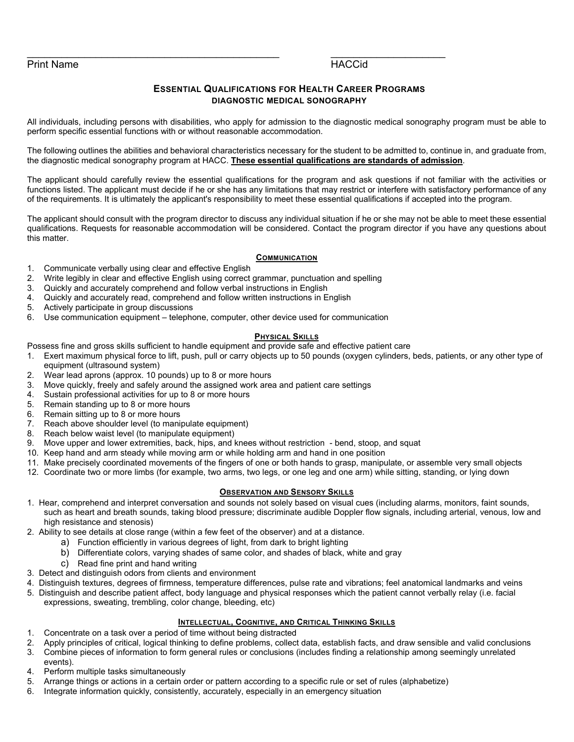______________________________________________ ____________________

Print Name HACCid

## ESSENTIAL QUALIFICATIONS FOR HEALTH CAREER PROGRAMS
### DIAGNOSTIC MEDICAL SONOGRAPHY

All individuals, including persons with disabilities, who apply for admission to the diagnostic medical sonography program must be able to perform specific essential functions with or without reasonable accommodation.

The following outlines the abilities and behavioral characteristics necessary for the student to be admitted to, continue in, and graduate from, the diagnostic medical sonography program at HACC. **These essential qualifications are standards of admission**.

The applicant should carefully review the essential qualifications for the program and ask questions if not familiar with the activities or functions listed. The applicant must decide if he or she has any limitations that may restrict or interfere with satisfactory performance of any of the requirements. It is ultimately the applicant's responsibility to meet these essential qualifications if accepted into the program.

The applicant should consult with the program director to discuss any individual situation if he or she may not be able to meet these essential qualifications. Requests for reasonable accommodation will be considered. Contact the program director if you have any questions about this matter.

#### COMMUNICATION

1. Communicate verbally using clear and effective English
2. Write legibly in clear and effective English using correct grammar, punctuation and spelling
3. Quickly and accurately comprehend and follow verbal instructions in English
4. Quickly and accurately read, comprehend and follow written instructions in English
5. Actively participate in group discussions
6. Use communication equipment – telephone, computer, other device used for communication

#### PHYSICAL SKILLS

Possess fine and gross skills sufficient to handle equipment and provide safe and effective patient care

1. Exert maximum physical force to lift, push, pull or carry objects up to 50 pounds (oxygen cylinders, beds, patients, or any other type of equipment (ultrasound system)
2. Wear lead aprons (approx. 10 pounds) up to 8 or more hours
3. Move quickly, freely and safely around the assigned work area and patient care settings
4. Sustain professional activities for up to 8 or more hours
5. Remain standing up to 8 or more hours
6. Remain sitting up to 8 or more hours
7. Reach above shoulder level (to manipulate equipment)
8. Reach below waist level (to manipulate equipment)
9. Move upper and lower extremities, back, hips, and knees without restriction - bend, stoop, and squat
10. Keep hand and arm steady while moving arm or while holding arm and hand in one position
11. Make precisely coordinated movements of the fingers of one or both hands to grasp, manipulate, or assemble very small objects
12. Coordinate two or more limbs (for example, two arms, two legs, or one leg and one arm) while sitting, standing, or lying down

#### OBSERVATION AND SENSORY SKILLS

1. Hear, comprehend and interpret conversation and sounds not solely based on visual cues (including alarms, monitors, faint sounds, such as heart and breath sounds, taking blood pressure; discriminate audible Doppler flow signals, including arterial, venous, low and high resistance and stenosis)
2. Ability to see details at close range (within a few feet of the observer) and at a distance.
   a) Function efficiently in various degrees of light, from dark to bright lighting
   b) Differentiate colors, varying shades of same color, and shades of black, white and gray
   c) Read fine print and hand writing
3. Detect and distinguish odors from clients and environment
4. Distinguish textures, degrees of firmness, temperature differences, pulse rate and vibrations; feel anatomical landmarks and veins
5. Distinguish and describe patient affect, body language and physical responses which the patient cannot verbally relay (i.e. facial expressions, sweating, trembling, color change, bleeding, etc)

#### INTELLECTUAL, COGNITIVE, AND CRITICAL THINKING SKILLS

1. Concentrate on a task over a period of time without being distracted
2. Apply principles of critical, logical thinking to define problems, collect data, establish facts, and draw sensible and valid conclusions
3. Combine pieces of information to form general rules or conclusions (includes finding a relationship among seemingly unrelated events).
4. Perform multiple tasks simultaneously
5. Arrange things or actions in a certain order or pattern according to a specific rule or set of rules (alphabetize)
6. Integrate information quickly, consistently, accurately, especially in an emergency situation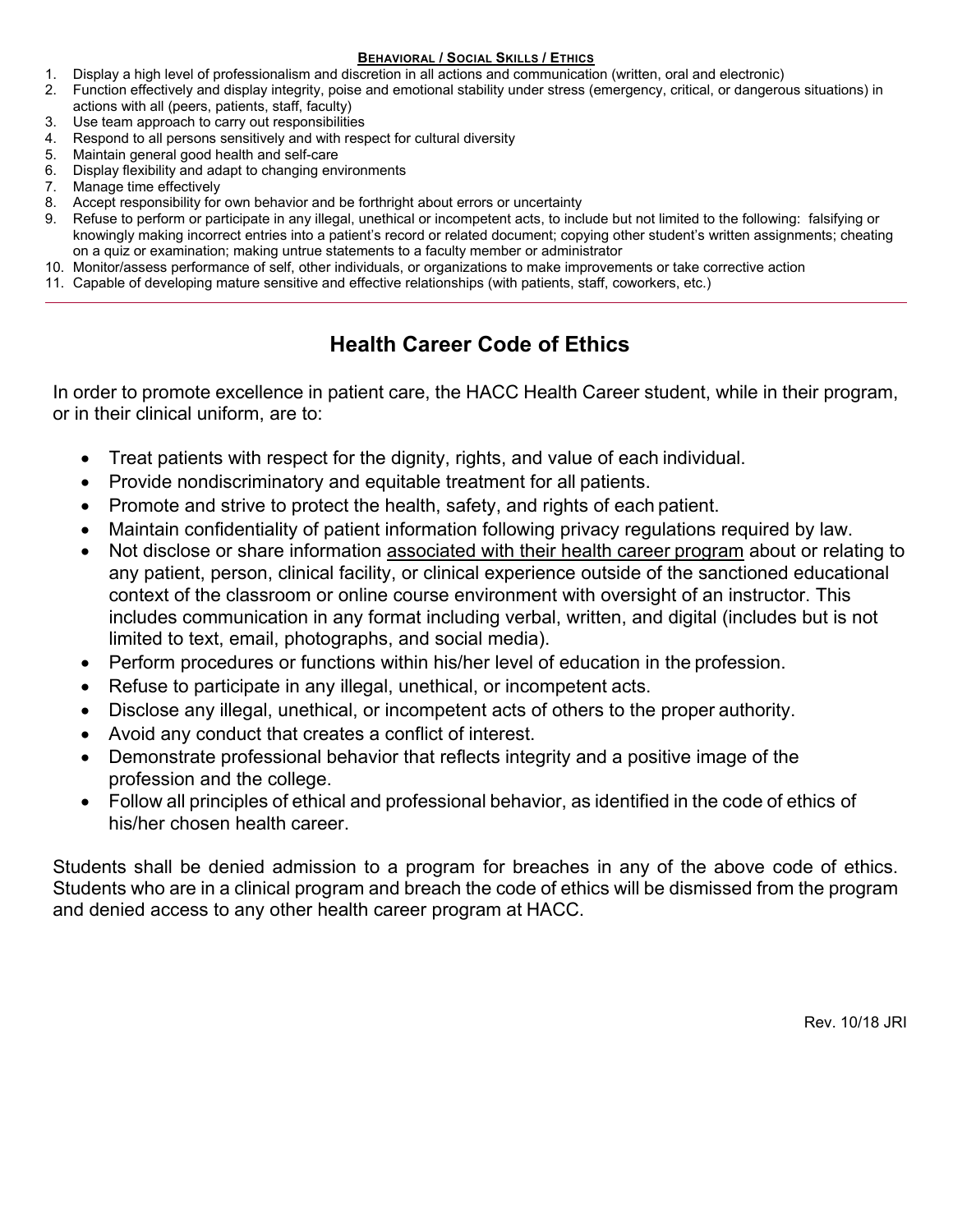**BEHAVIORAL / SOCIAL SKILLS / ETHICS**

1. Display a high level of professionalism and discretion in all actions and communication (written, oral and electronic)
2. Function effectively and display integrity, poise and emotional stability under stress (emergency, critical, or dangerous situations) in actions with all (peers, patients, staff, faculty)
3. Use team approach to carry out responsibilities
4. Respond to all persons sensitively and with respect for cultural diversity
5. Maintain general good health and self-care
6. Display flexibility and adapt to changing environments
7. Manage time effectively
8. Accept responsibility for own behavior and be forthright about errors or uncertainty
9. Refuse to perform or participate in any illegal, unethical or incompetent acts, to include but not limited to the following: falsifying or knowingly making incorrect entries into a patient's record or related document; copying other student's written assignments; cheating on a quiz or examination; making untrue statements to a faculty member or administrator
10. Monitor/assess performance of self, other individuals, or organizations to make improvements or take corrective action
11. Capable of developing mature sensitive and effective relationships (with patients, staff, coworkers, etc.)

---

## Health Career Code of Ethics

In order to promote excellence in patient care, the HACC Health Career student, while in their program, or in their clinical uniform, are to:

- Treat patients with respect for the dignity, rights, and value of each individual.
- Provide nondiscriminatory and equitable treatment for all patients.
- Promote and strive to protect the health, safety, and rights of each patient.
- Maintain confidentiality of patient information following privacy regulations required by law.
- Not disclose or share information associated with their health career program about or relating to any patient, person, clinical facility, or clinical experience outside of the sanctioned educational context of the classroom or online course environment with oversight of an instructor. This includes communication in any format including verbal, written, and digital (includes but is not limited to text, email, photographs, and social media).
- Perform procedures or functions within his/her level of education in the profession.
- Refuse to participate in any illegal, unethical, or incompetent acts.
- Disclose any illegal, unethical, or incompetent acts of others to the proper authority.
- Avoid any conduct that creates a conflict of interest.
- Demonstrate professional behavior that reflects integrity and a positive image of the profession and the college.
- Follow all principles of ethical and professional behavior, as identified in the code of ethics of his/her chosen health career.

Students shall be denied admission to a program for breaches in any of the above code of ethics. Students who are in a clinical program and breach the code of ethics will be dismissed from the program and denied access to any other health career program at HACC.

Rev. 10/18 JRI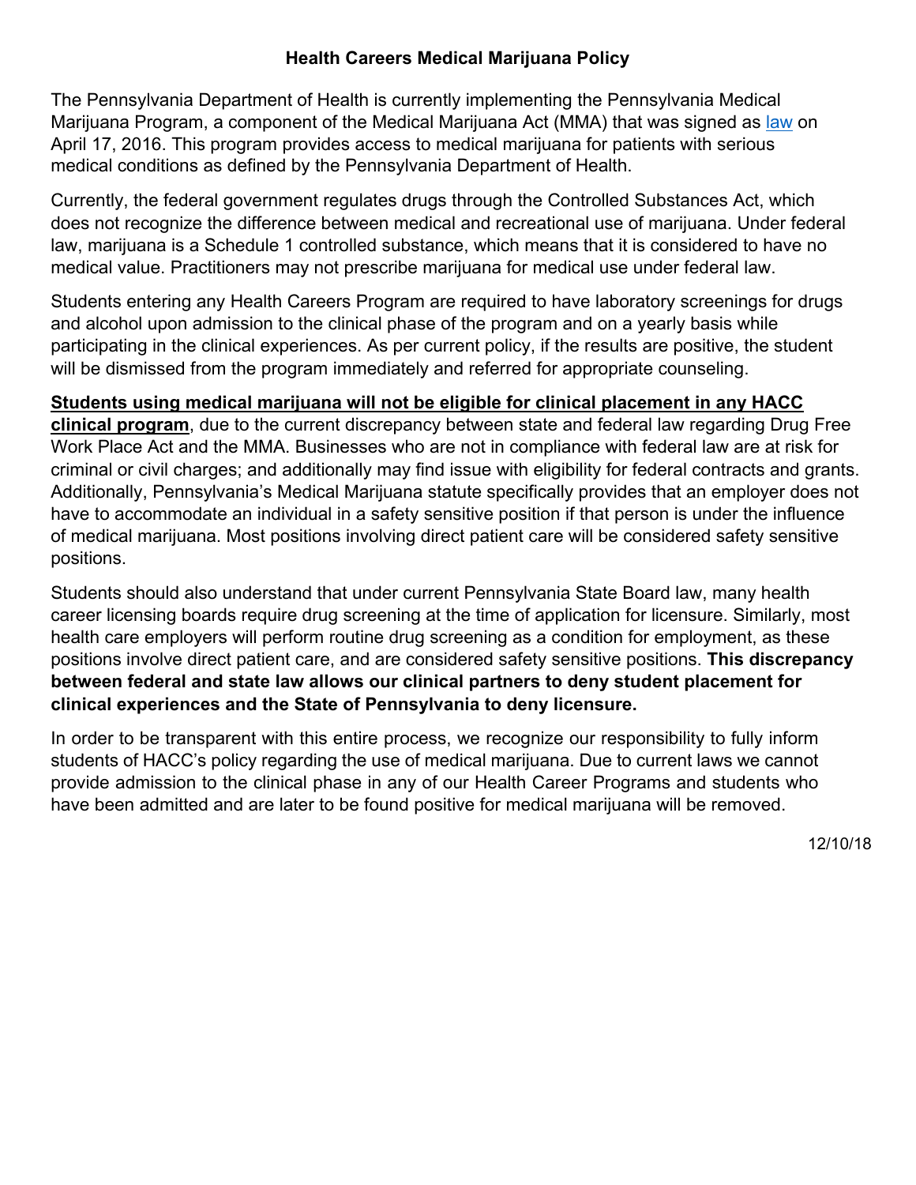## Health Careers Medical Marijuana Policy

The Pennsylvania Department of Health is currently implementing the Pennsylvania Medical Marijuana Program, a component of the Medical Marijuana Act (MMA) that was signed as law on April 17, 2016. This program provides access to medical marijuana for patients with serious medical conditions as defined by the Pennsylvania Department of Health.

Currently, the federal government regulates drugs through the Controlled Substances Act, which does not recognize the difference between medical and recreational use of marijuana. Under federal law, marijuana is a Schedule 1 controlled substance, which means that it is considered to have no medical value. Practitioners may not prescribe marijuana for medical use under federal law.

Students entering any Health Careers Program are required to have laboratory screenings for drugs and alcohol upon admission to the clinical phase of the program and on a yearly basis while participating in the clinical experiences. As per current policy, if the results are positive, the student will be dismissed from the program immediately and referred for appropriate counseling.

**Students using medical marijuana will not be eligible for clinical placement in any HACC clinical program**, due to the current discrepancy between state and federal law regarding Drug Free Work Place Act and the MMA. Businesses who are not in compliance with federal law are at risk for criminal or civil charges; and additionally may find issue with eligibility for federal contracts and grants. Additionally, Pennsylvania's Medical Marijuana statute specifically provides that an employer does not have to accommodate an individual in a safety sensitive position if that person is under the influence of medical marijuana. Most positions involving direct patient care will be considered safety sensitive positions.

Students should also understand that under current Pennsylvania State Board law, many health career licensing boards require drug screening at the time of application for licensure. Similarly, most health care employers will perform routine drug screening as a condition for employment, as these positions involve direct patient care, and are considered safety sensitive positions. **This discrepancy between federal and state law allows our clinical partners to deny student placement for clinical experiences and the State of Pennsylvania to deny licensure.**

In order to be transparent with this entire process, we recognize our responsibility to fully inform students of HACC's policy regarding the use of medical marijuana. Due to current laws we cannot provide admission to the clinical phase in any of our Health Career Programs and students who have been admitted and are later to be found positive for medical marijuana will be removed.

12/10/18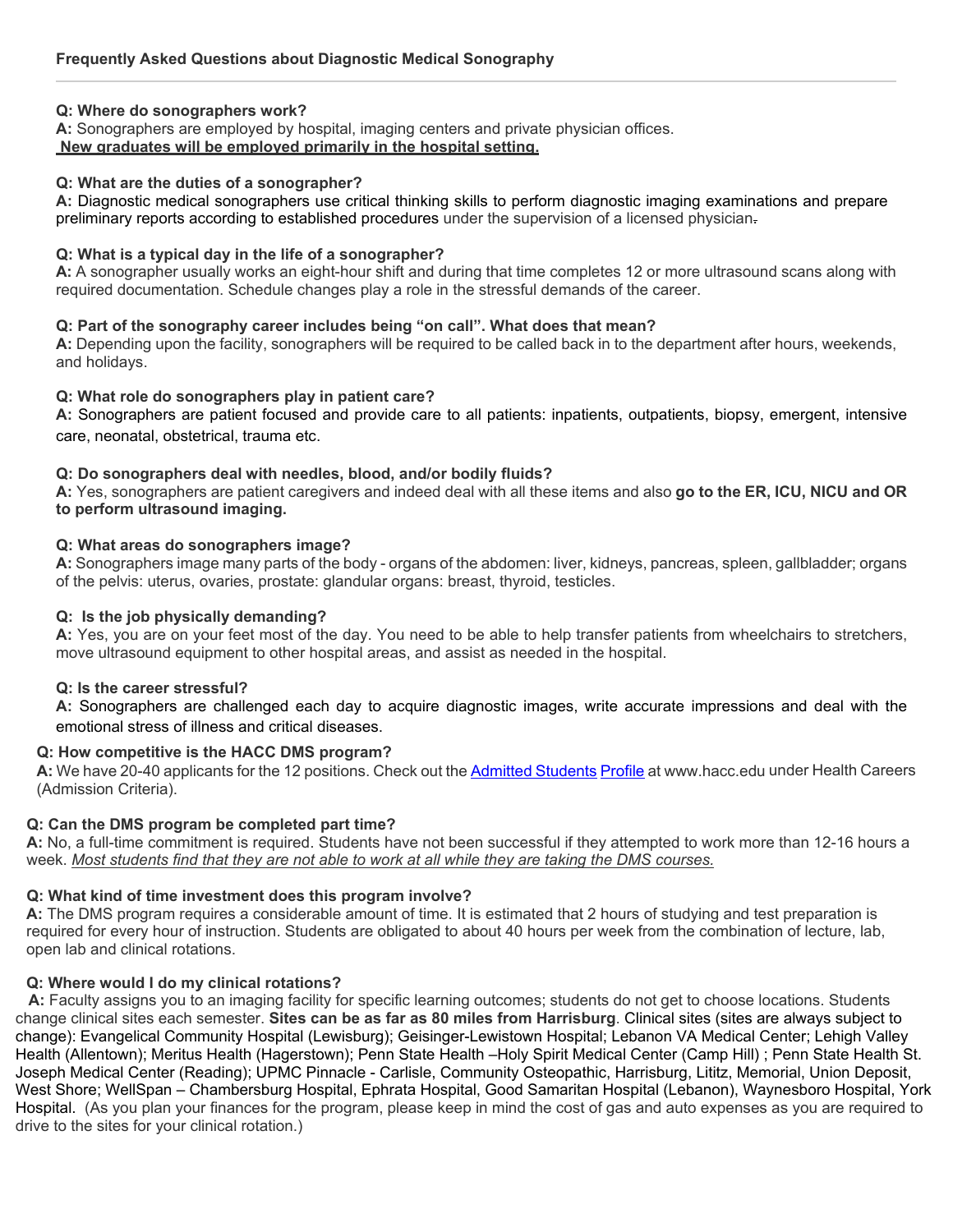# Frequently Asked Questions about Diagnostic Medical Sonography

**Q: Where do sonographers work?**
**A:** Sonographers are employed by hospital, imaging centers and private physician offices.
**New graduates will be employed primarily in the hospital setting.**

**Q: What are the duties of a sonographer?**
**A:** Diagnostic medical sonographers use critical thinking skills to perform diagnostic imaging examinations and prepare preliminary reports according to established procedures under the supervision of a licensed physician.

**Q: What is a typical day in the life of a sonographer?**
**A:** A sonographer usually works an eight-hour shift and during that time completes 12 or more ultrasound scans along with required documentation. Schedule changes play a role in the stressful demands of the career.

**Q: Part of the sonography career includes being "on call". What does that mean?**
**A:** Depending upon the facility, sonographers will be required to be called back in to the department after hours, weekends, and holidays.

**Q: What role do sonographers play in patient care?**
**A:** Sonographers are patient focused and provide care to all patients: inpatients, outpatients, biopsy, emergent, intensive care, neonatal, obstetrical, trauma etc.

**Q: Do sonographers deal with needles, blood, and/or bodily fluids?**
**A:** Yes, sonographers are patient caregivers and indeed deal with all these items and also **go to the ER, ICU, NICU and OR to perform ultrasound imaging.**

**Q: What areas do sonographers image?**
**A:** Sonographers image many parts of the body - organs of the abdomen: liver, kidneys, pancreas, spleen, gallbladder; organs of the pelvis: uterus, ovaries, prostate: glandular organs: breast, thyroid, testicles.

**Q: Is the job physically demanding?**
**A:** Yes, you are on your feet most of the day. You need to be able to help transfer patients from wheelchairs to stretchers, move ultrasound equipment to other hospital areas, and assist as needed in the hospital.

**Q: Is the career stressful?**
**A:** Sonographers are challenged each day to acquire diagnostic images, write accurate impressions and deal with the emotional stress of illness and critical diseases.

**Q: How competitive is the HACC DMS program?**
**A:** We have 20-40 applicants for the 12 positions. Check out the Admitted Students Profile at www.hacc.edu under Health Careers (Admission Criteria).

**Q: Can the DMS program be completed part time?**
**A:** No, a full-time commitment is required. Students have not been successful if they attempted to work more than 12-16 hours a week. *Most students find that they are not able to work at all while they are taking the DMS courses.*

**Q: What kind of time investment does this program involve?**
**A:** The DMS program requires a considerable amount of time. It is estimated that 2 hours of studying and test preparation is required for every hour of instruction. Students are obligated to about 40 hours per week from the combination of lecture, lab, open lab and clinical rotations.

**Q: Where would I do my clinical rotations?**
**A:** Faculty assigns you to an imaging facility for specific learning outcomes; students do not get to choose locations. Students change clinical sites each semester. **Sites can be as far as 80 miles from Harrisburg**. Clinical sites (sites are always subject to change): Evangelical Community Hospital (Lewisburg); Geisinger-Lewistown Hospital; Lebanon VA Medical Center; Lehigh Valley Health (Allentown); Meritus Health (Hagerstown); Penn State Health –Holy Spirit Medical Center (Camp Hill) ; Penn State Health St. Joseph Medical Center (Reading); UPMC Pinnacle - Carlisle, Community Osteopathic, Harrisburg, Lititz, Memorial, Union Deposit, West Shore; WellSpan – Chambersburg Hospital, Ephrata Hospital, Good Samaritan Hospital (Lebanon), Waynesboro Hospital, York Hospital. (As you plan your finances for the program, please keep in mind the cost of gas and auto expenses as you are required to drive to the sites for your clinical rotation.)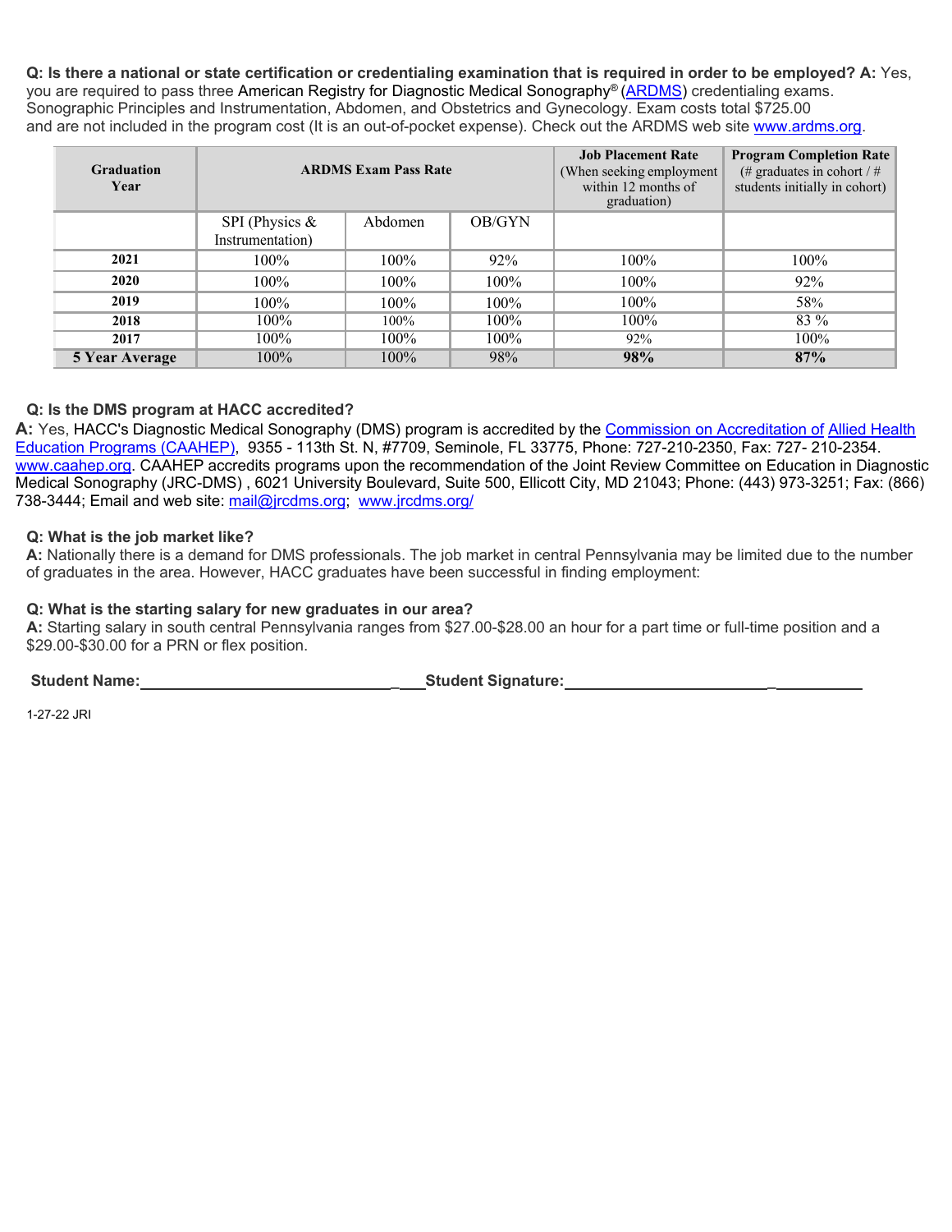**Q: Is there a national or state certification or credentialing examination that is required in order to be employed? A:** Yes, you are required to pass three American Registry for Diagnostic Medical Sonography® (ARDMS) credentialing exams. Sonographic Principles and Instrumentation, Abdomen, and Obstetrics and Gynecology. Exam costs total $725.00 and are not included in the program cost (It is an out-of-pocket expense). Check out the ARDMS web site www.ardms.org.

| Graduation Year | ARDMS Exam Pass Rate | | | Job Placement Rate (When seeking employment within 12 months of graduation) | Program Completion Rate (# graduates in cohort / # students initially in cohort) |
|---|---|---|---|---|---|
| | SPI (Physics & Instrumentation) | Abdomen | OB/GYN | | |
| **2021** | 100% | 100% | 92% | 100% | 100% |
| **2020** | 100% | 100% | 100% | 100% | 92% |
| **2019** | 100% | 100% | 100% | 100% | 58% |
| **2018** | 100% | 100% | 100% | 100% | 83 % |
| **2017** | 100% | 100% | 100% | 92% | 100% |
| **5 Year Average** | 100% | 100% | 98% | **98%** | **87%** |

**Q: Is the DMS program at HACC accredited?**

**A:** Yes, HACC's Diagnostic Medical Sonography (DMS) program is accredited by the Commission on Accreditation of Allied Health Education Programs (CAAHEP), 9355 - 113th St. N, #7709, Seminole, FL 33775, Phone: 727-210-2350, Fax: 727- 210-2354. www.caahep.org. CAAHEP accredits programs upon the recommendation of the Joint Review Committee on Education in Diagnostic Medical Sonography (JRC-DMS) , 6021 University Boulevard, Suite 500, Ellicott City, MD 21043; Phone: (443) 973-3251; Fax: (866) 738-3444; Email and web site: mail@jrcdms.org; www.jrcdms.org/

**Q: What is the job market like?**

**A:** Nationally there is a demand for DMS professionals. The job market in central Pennsylvania may be limited due to the number of graduates in the area. However, HACC graduates have been successful in finding employment:

**Q: What is the starting salary for new graduates in our area?**

**A:** Starting salary in south central Pennsylvania ranges from $27.00-$28.00 an hour for a part time or full-time position and a $29.00-$30.00 for a PRN or flex position.

**Student Name:**_________________________________ **Student Signature:**_________________________________

1-27-22 JRI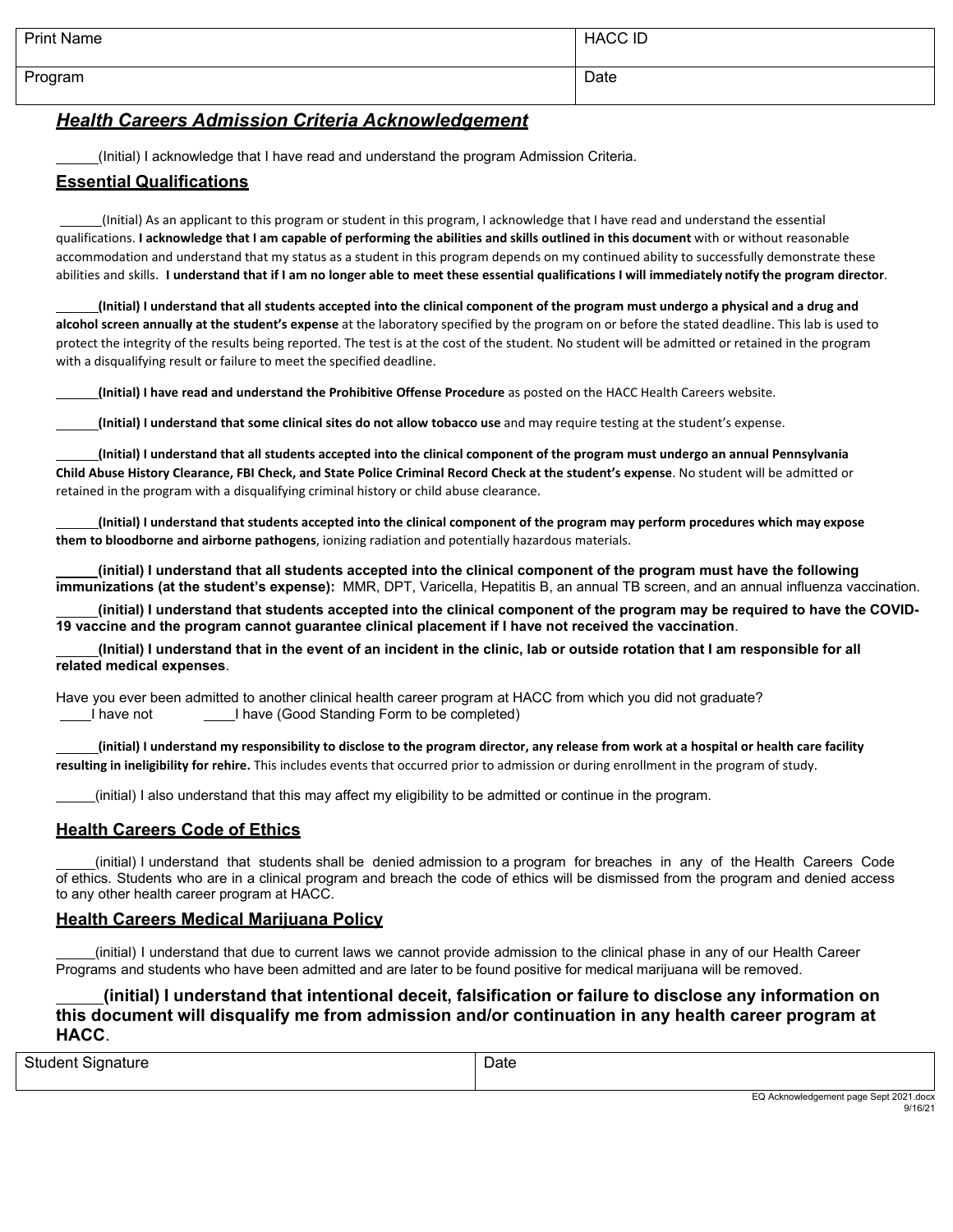| Print Name | HACC ID |
| --- | --- |
| Program | Date |

## ***Health Careers Admission Criteria Acknowledgement***

_____(Initial) I acknowledge that I have read and understand the program Admission Criteria.

### Essential Qualifications

_____(Initial) As an applicant to this program or student in this program, I acknowledge that I have read and understand the essential qualifications. **I acknowledge that I am capable of performing the abilities and skills outlined in this document** with or without reasonable accommodation and understand that my status as a student in this program depends on my continued ability to successfully demonstrate these abilities and skills. **I understand that if I am no longer able to meet these essential qualifications I will immediately notify the program director**.

_____**(Initial) I understand that all students accepted into the clinical component of the program must undergo a physical and a drug and alcohol screen annually at the student's expense** at the laboratory specified by the program on or before the stated deadline. This lab is used to protect the integrity of the results being reported. The test is at the cost of the student. No student will be admitted or retained in the program with a disqualifying result or failure to meet the specified deadline.

_____**(Initial) I have read and understand the Prohibitive Offense Procedure** as posted on the HACC Health Careers website.

_____**(Initial) I understand that some clinical sites do not allow tobacco use** and may require testing at the student's expense.

_____**(Initial) I understand that all students accepted into the clinical component of the program must undergo an annual Pennsylvania Child Abuse History Clearance, FBI Check, and State Police Criminal Record Check at the student's expense**. No student will be admitted or retained in the program with a disqualifying criminal history or child abuse clearance.

_____**(Initial) I understand that students accepted into the clinical component of the program may perform procedures which may expose them to bloodborne and airborne pathogens**, ionizing radiation and potentially hazardous materials.

_____**(initial) I understand that all students accepted into the clinical component of the program must have the following immunizations (at the student's expense):** MMR, DPT, Varicella, Hepatitis B, an annual TB screen, and an annual influenza vaccination.

_____**(initial) I understand that students accepted into the clinical component of the program may be required to have the COVID-19 vaccine and the program cannot guarantee clinical placement if I have not received the vaccination**.

_____**(Initial) I understand that in the event of an incident in the clinic, lab or outside rotation that I am responsible for all related medical expenses**.

Have you ever been admitted to another clinical health career program at HACC from which you did not graduate?
____I have not ____I have (Good Standing Form to be completed)

_____**(initial) I understand my responsibility to disclose to the program director, any release from work at a hospital or health care facility resulting in ineligibility for rehire.** This includes events that occurred prior to admission or during enrollment in the program of study.

_____(initial) I also understand that this may affect my eligibility to be admitted or continue in the program.

### Health Careers Code of Ethics

_____(initial) I understand that students shall be denied admission to a program for breaches in any of the Health Careers Code of ethics. Students who are in a clinical program and breach the code of ethics will be dismissed from the program and denied access to any other health career program at HACC.

### Health Careers Medical Marijuana Policy

_____(initial) I understand that due to current laws we cannot provide admission to the clinical phase in any of our Health Career Programs and students who have been admitted and are later to be found positive for medical marijuana will be removed.

_____**(initial) I understand that intentional deceit, falsification or failure to disclose any information on this document will disqualify me from admission and/or continuation in any health career program at HACC**.

| Student Signature | Date |
| --- | --- |

EQ Acknowledgement page Sept 2021.docx
9/16/21